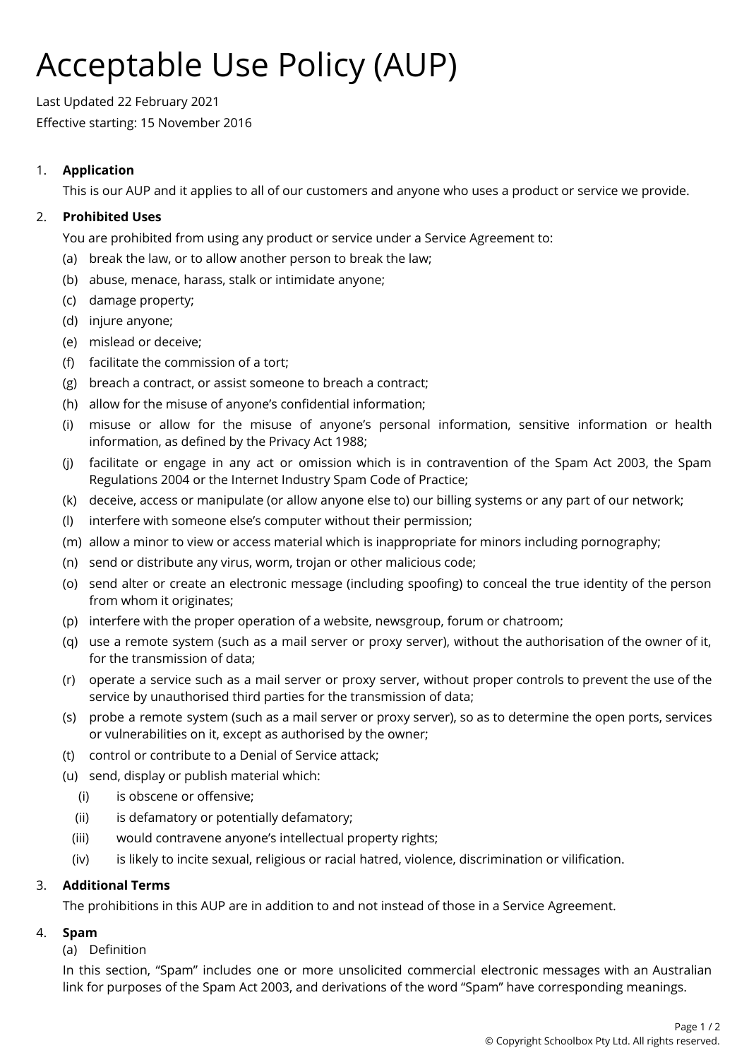# Acceptable Use Policy (AUP)

Last Updated 22 February 2021

Effective starting: 15 November 2016

1. **Application**

   This is our AUP and it applies to all of our customers and anyone who uses a product or service we provide.

2. **Prohibited Uses**

   You are prohibited from using any product or service under a Service Agreement to:

   (a) break the law, or to allow another person to break the law;

   (b) abuse, menace, harass, stalk or intimidate anyone;

   (c) damage property;

   (d) injure anyone;

   (e) mislead or deceive;

   (f) facilitate the commission of a tort;

   (g) breach a contract, or assist someone to breach a contract;

   (h) allow for the misuse of anyone's confidential information;

   (i) misuse or allow for the misuse of anyone's personal information, sensitive information or health information, as defined by the Privacy Act 1988;

   (j) facilitate or engage in any act or omission which is in contravention of the Spam Act 2003, the Spam Regulations 2004 or the Internet Industry Spam Code of Practice;

   (k) deceive, access or manipulate (or allow anyone else to) our billing systems or any part of our network;

   (l) interfere with someone else's computer without their permission;

   (m) allow a minor to view or access material which is inappropriate for minors including pornography;

   (n) send or distribute any virus, worm, trojan or other malicious code;

   (o) send alter or create an electronic message (including spoofing) to conceal the true identity of the person from whom it originates;

   (p) interfere with the proper operation of a website, newsgroup, forum or chatroom;

   (q) use a remote system (such as a mail server or proxy server), without the authorisation of the owner of it, for the transmission of data;

   (r) operate a service such as a mail server or proxy server, without proper controls to prevent the use of the service by unauthorised third parties for the transmission of data;

   (s) probe a remote system (such as a mail server or proxy server), so as to determine the open ports, services or vulnerabilities on it, except as authorised by the owner;

   (t) control or contribute to a Denial of Service attack;

   (u) send, display or publish material which:

      (i) is obscene or offensive;

      (ii) is defamatory or potentially defamatory;

      (iii) would contravene anyone's intellectual property rights;

      (iv) is likely to incite sexual, religious or racial hatred, violence, discrimination or vilification.

3. **Additional Terms**

   The prohibitions in this AUP are in addition to and not instead of those in a Service Agreement.

4. **Spam**

   (a) Definition

   In this section, "Spam" includes one or more unsolicited commercial electronic messages with an Australian link for purposes of the Spam Act 2003, and derivations of the word "Spam" have corresponding meanings.

© Copyright Schoolbox Pty Ltd. All rights reserved.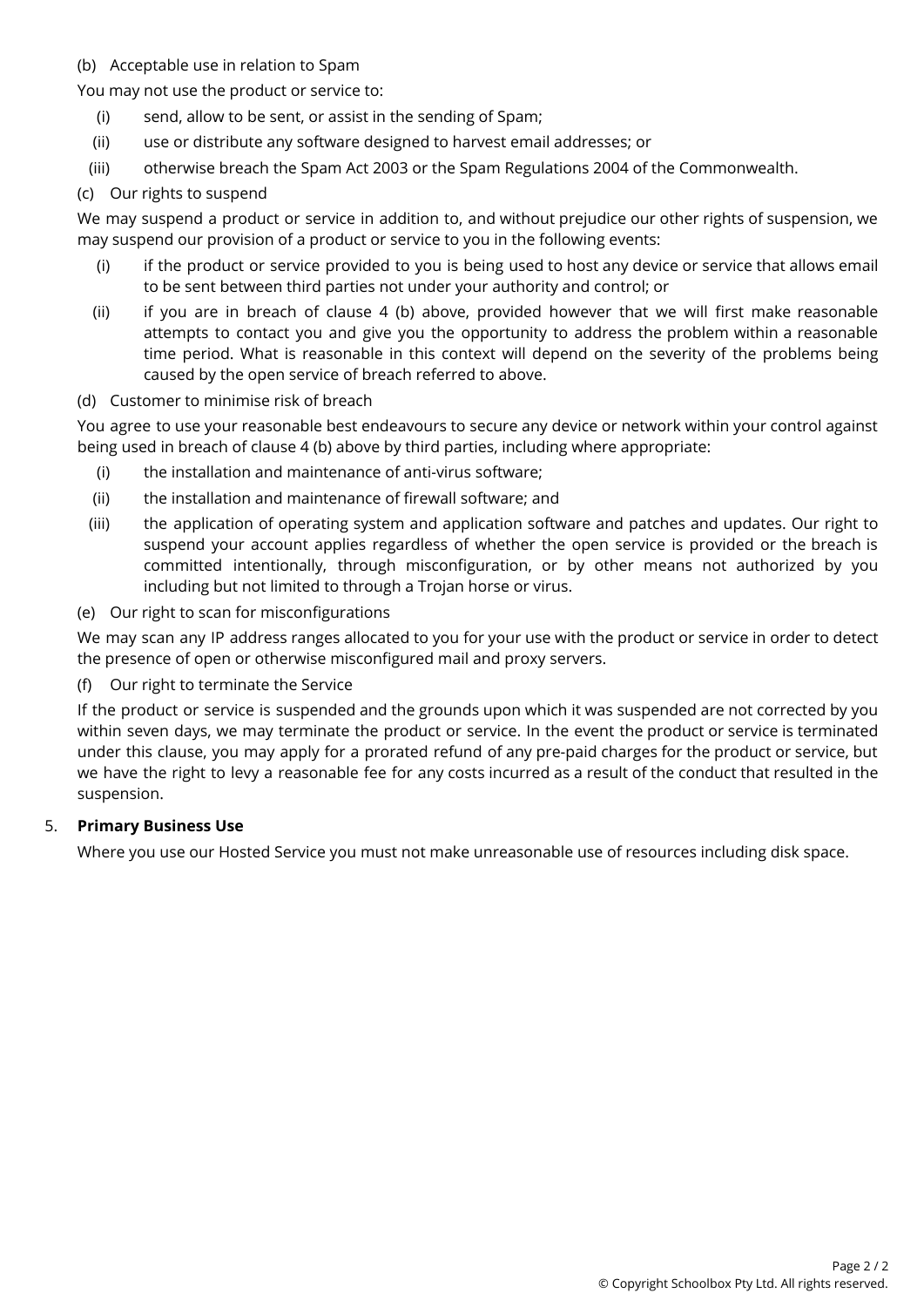(b) Acceptable use in relation to Spam

You may not use the product or service to:

(i) send, allow to be sent, or assist in the sending of Spam;

(ii) use or distribute any software designed to harvest email addresses; or

(iii) otherwise breach the Spam Act 2003 or the Spam Regulations 2004 of the Commonwealth.

(c) Our rights to suspend

We may suspend a product or service in addition to, and without prejudice our other rights of suspension, we may suspend our provision of a product or service to you in the following events:

(i) if the product or service provided to you is being used to host any device or service that allows email to be sent between third parties not under your authority and control; or

(ii) if you are in breach of clause 4 (b) above, provided however that we will first make reasonable attempts to contact you and give you the opportunity to address the problem within a reasonable time period. What is reasonable in this context will depend on the severity of the problems being caused by the open service of breach referred to above.

(d) Customer to minimise risk of breach

You agree to use your reasonable best endeavours to secure any device or network within your control against being used in breach of clause 4 (b) above by third parties, including where appropriate:

(i) the installation and maintenance of anti-virus software;

(ii) the installation and maintenance of firewall software; and

(iii) the application of operating system and application software and patches and updates. Our right to suspend your account applies regardless of whether the open service is provided or the breach is committed intentionally, through misconfiguration, or by other means not authorized by you including but not limited to through a Trojan horse or virus.

(e) Our right to scan for misconfigurations

We may scan any IP address ranges allocated to you for your use with the product or service in order to detect the presence of open or otherwise misconfigured mail and proxy servers.

(f) Our right to terminate the Service

If the product or service is suspended and the grounds upon which it was suspended are not corrected by you within seven days, we may terminate the product or service. In the event the product or service is terminated under this clause, you may apply for a prorated refund of any pre-paid charges for the product or service, but we have the right to levy a reasonable fee for any costs incurred as a result of the conduct that resulted in the suspension.

5. **Primary Business Use**

Where you use our Hosted Service you must not make unreasonable use of resources including disk space.

© Copyright Schoolbox Pty Ltd. All rights reserved.